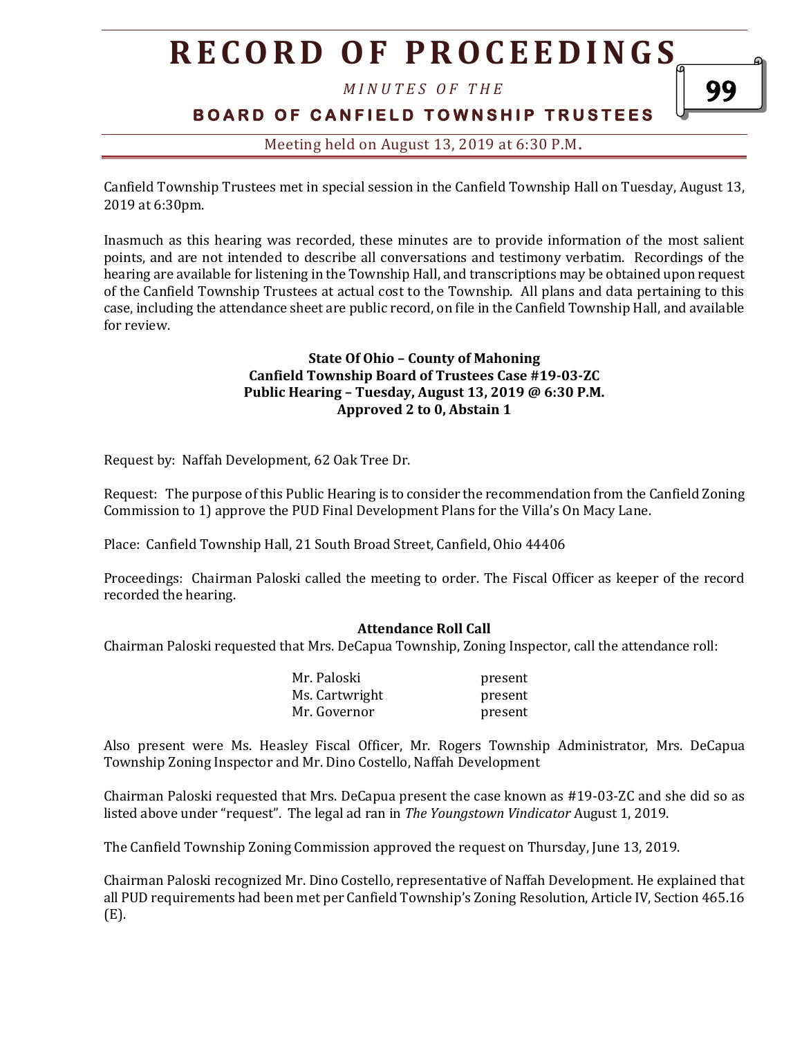# RECORD OF PROCEEDINGS

*MINUTES OF THE*

**BOARD OF CANFIELD TOWNSHIP TRUSTEES**

Meeting held on August 13, 2019 at 6:30 P.M.

Canfield Township Trustees met in special session in the Canfield Township Hall on Tuesday, August 13, 2019 at 6:30pm.

Inasmuch as this hearing was recorded, these minutes are to provide information of the most salient points, and are not intended to describe all conversations and testimony verbatim. Recordings of the hearing are available for listening in the Township Hall, and transcriptions may be obtained upon request of the Canfield Township Trustees at actual cost to the Township. All plans and data pertaining to this case, including the attendance sheet are public record, on file in the Canfield Township Hall, and available for review.

**State Of Ohio – County of Mahoning**
**Canfield Township Board of Trustees Case #19-03-ZC**
**Public Hearing – Tuesday, August 13, 2019 @ 6:30 P.M.**
**Approved 2 to 0, Abstain 1**

Request by: Naffah Development, 62 Oak Tree Dr.

Request: The purpose of this Public Hearing is to consider the recommendation from the Canfield Zoning Commission to 1) approve the PUD Final Development Plans for the Villa's On Macy Lane.

Place: Canfield Township Hall, 21 South Broad Street, Canfield, Ohio 44406

Proceedings: Chairman Paloski called the meeting to order. The Fiscal Officer as keeper of the record recorded the hearing.

**Attendance Roll Call**

Chairman Paloski requested that Mrs. DeCapua Township, Zoning Inspector, call the attendance roll:

| | |
|---|---|
| Mr. Paloski | present |
| Ms. Cartwright | present |
| Mr. Governor | present |

Also present were Ms. Heasley Fiscal Officer, Mr. Rogers Township Administrator, Mrs. DeCapua Township Zoning Inspector and Mr. Dino Costello, Naffah Development

Chairman Paloski requested that Mrs. DeCapua present the case known as #19-03-ZC and she did so as listed above under "request". The legal ad ran in *The Youngstown Vindicator* August 1, 2019.

The Canfield Township Zoning Commission approved the request on Thursday, June 13, 2019.

Chairman Paloski recognized Mr. Dino Costello, representative of Naffah Development. He explained that all PUD requirements had been met per Canfield Township's Zoning Resolution, Article IV, Section 465.16 (E).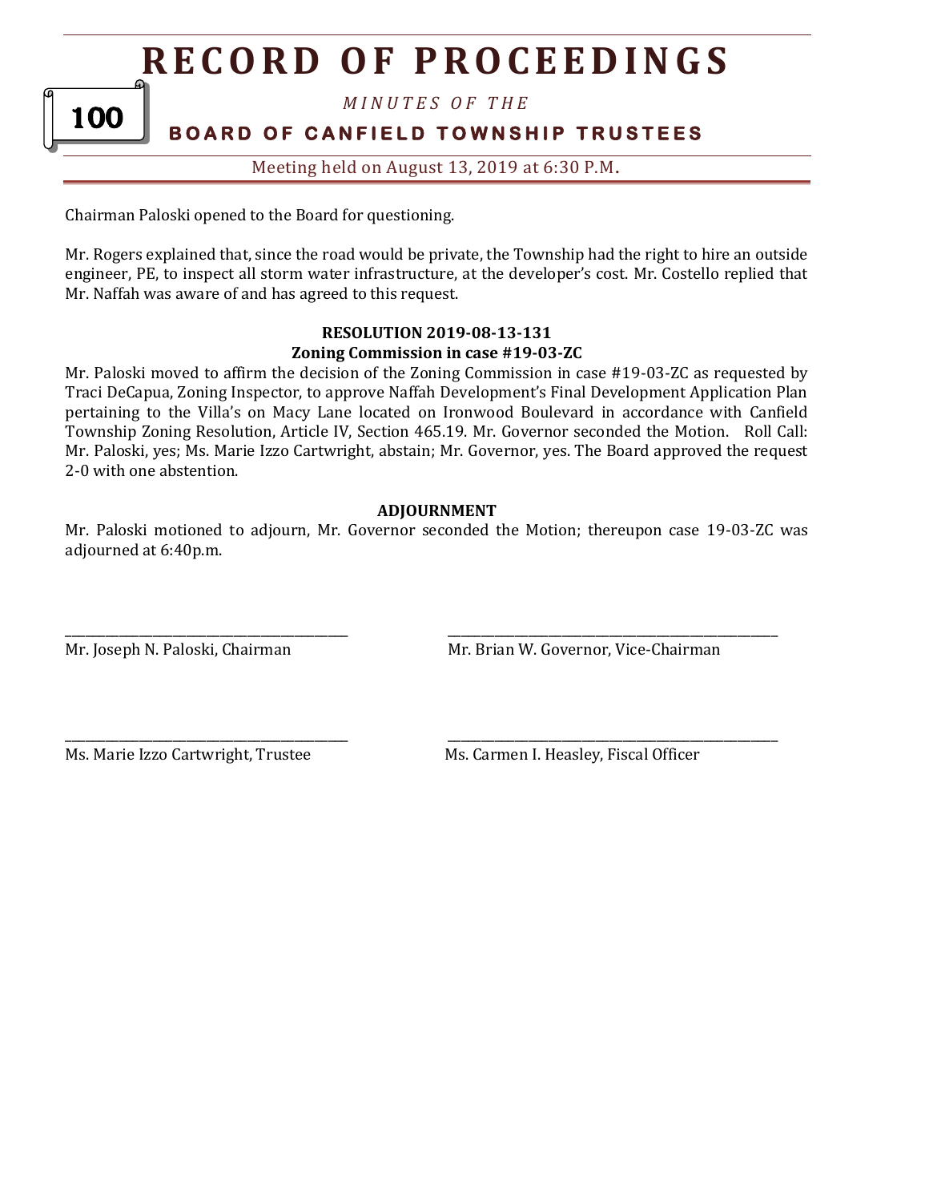Chairman Paloski opened to the Board for questioning.

Mr. Rogers explained that, since the road would be private, the Township had the right to hire an outside engineer, PE, to inspect all storm water infrastructure, at the developer's cost. Mr. Costello replied that Mr. Naffah was aware of and has agreed to this request.

**RESOLUTION 2019-08-13-131**
**Zoning Commission in case #19-03-ZC**

Mr. Paloski moved to affirm the decision of the Zoning Commission in case #19-03-ZC as requested by Traci DeCapua, Zoning Inspector, to approve Naffah Development's Final Development Application Plan pertaining to the Villa's on Macy Lane located on Ironwood Boulevard in accordance with Canfield Township Zoning Resolution, Article IV, Section 465.19. Mr. Governor seconded the Motion. Roll Call: Mr. Paloski, yes; Ms. Marie Izzo Cartwright, abstain; Mr. Governor, yes. The Board approved the request 2-0 with one abstention.

**ADJOURNMENT**

Mr. Paloski motioned to adjourn, Mr. Governor seconded the Motion; thereupon case 19-03-ZC was adjourned at 6:40p.m.

\_\_\_\_\_\_\_\_\_\_\_\_\_\_\_\_\_\_\_\_\_\_\_\_\_\_\_\_\_\_\_\_\_\_\_\_\_\_\_\_
Mr. Joseph N. Paloski, Chairman

\_\_\_\_\_\_\_\_\_\_\_\_\_\_\_\_\_\_\_\_\_\_\_\_\_\_\_\_\_\_\_\_\_\_\_\_\_\_\_\_
Mr. Brian W. Governor, Vice-Chairman

\_\_\_\_\_\_\_\_\_\_\_\_\_\_\_\_\_\_\_\_\_\_\_\_\_\_\_\_\_\_\_\_\_\_\_\_\_\_\_\_
Ms. Marie Izzo Cartwright, Trustee

\_\_\_\_\_\_\_\_\_\_\_\_\_\_\_\_\_\_\_\_\_\_\_\_\_\_\_\_\_\_\_\_\_\_\_\_\_\_\_\_
Ms. Carmen I. Heasley, Fiscal Officer